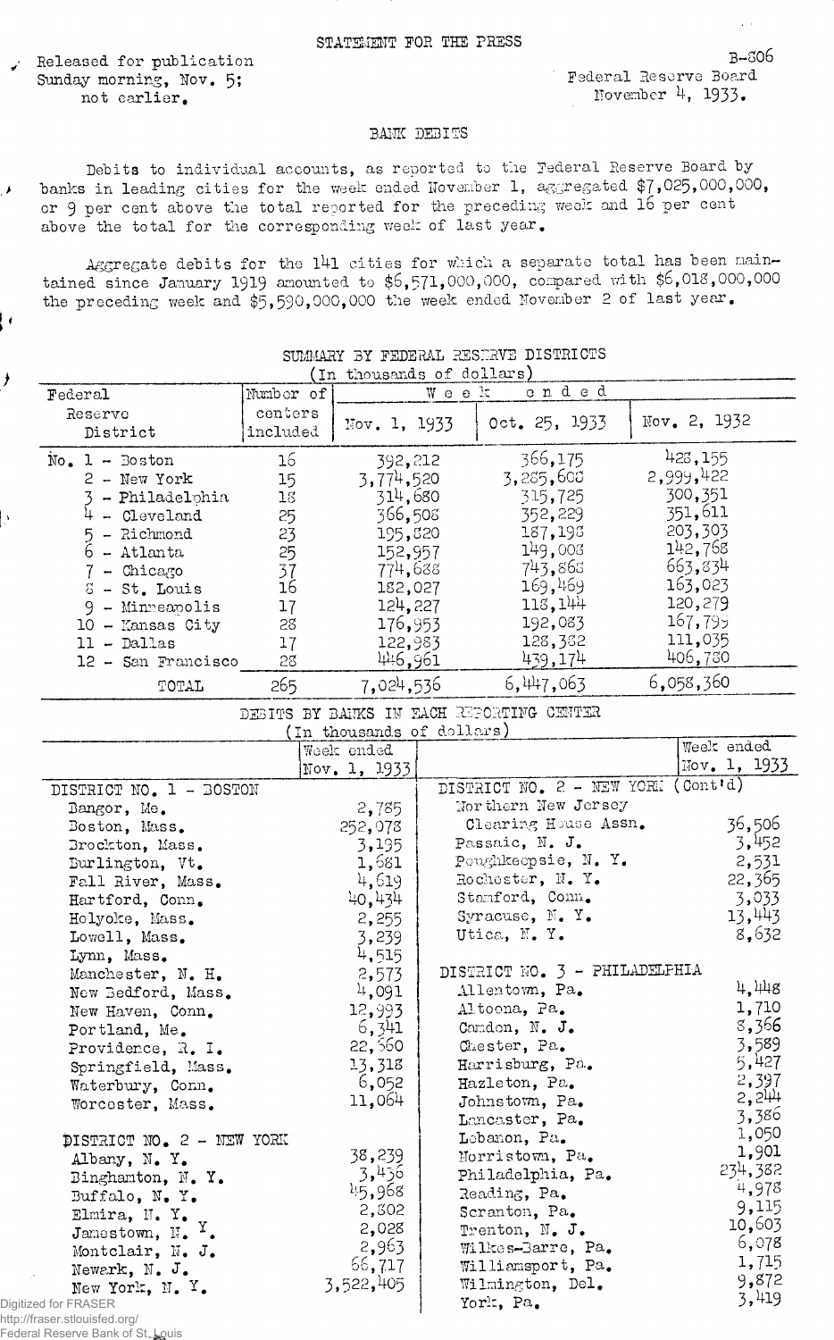STATEMENT FOR THE PRESS

Released for publication Sunday morning, Nov. 5; not earlier.

B-806
Federal Reserve Board
November 4, 1933.

## BANK DEBITS

Debits to individual accounts, as reported to the Federal Reserve Board by banks in leading cities for the week ended November 1, aggregated $7,025,000,000, or 9 per cent above the total reported for the preceding week and 16 per cent above the total for the corresponding week of last year.

Aggregate debits for the 141 cities for which a separate total has been maintained since January 1919 amounted to $6,571,000,000, compared with $6,018,000,000 the preceding week and $5,590,000,000 the week ended November 2 of last year.

### SUMMARY BY FEDERAL RESERVE DISTRICTS
(In thousands of dollars)

| Federal Reserve District | Number of centers included | Week ended Nov. 1, 1933 | Week ended Oct. 25, 1933 | Week ended Nov. 2, 1932 |
|---|---|---|---|---|
| No. 1 - Boston | 16 | 392,212 | 366,175 | 428,155 |
| 2 - New York | 15 | 3,774,520 | 3,285,608 | 2,999,422 |
| 3 - Philadelphia | 18 | 314,680 | 315,725 | 300,351 |
| 4 - Cleveland | 25 | 366,508 | 352,229 | 351,611 |
| 5 - Richmond | 23 | 195,820 | 187,198 | 203,303 |
| 6 - Atlanta | 25 | 152,957 | 149,008 | 142,768 |
| 7 - Chicago | 37 | 774,688 | 743,868 | 663,834 |
| 8 - St. Louis | 16 | 182,027 | 169,469 | 163,023 |
| 9 - Minneapolis | 17 | 124,227 | 118,144 | 120,279 |
| 10 - Kansas City | 28 | 176,953 | 192,083 | 167,795 |
| 11 - Dallas | 17 | 122,983 | 128,382 | 111,035 |
| 12 - San Francisco | 28 | 446,961 | 439,174 | 406,780 |
| TOTAL | 265 | 7,024,536 | 6,447,063 | 6,058,360 |

### DEBITS BY BANKS IN EACH REPORTING CENTER
(In thousands of dollars)

| | Week ended Nov. 1, 1933 |
|---|---|
| **DISTRICT NO. 1 - BOSTON** | |
| Bangor, Me. | 2,785 |
| Boston, Mass. | 252,078 |
| Brockton, Mass. | 3,195 |
| Burlington, Vt. | 1,681 |
| Fall River, Mass. | 4,619 |
| Hartford, Conn. | 40,434 |
| Holyoke, Mass. | 2,255 |
| Lowell, Mass. | 3,239 |
| Lynn, Mass. | 4,515 |
| Manchester, N. H. | 2,573 |
| New Bedford, Mass. | 4,091 |
| New Haven, Conn. | 12,993 |
| Portland, Me. | 6,341 |
| Providence, R. I. | 22,560 |
| Springfield, Mass. | 13,318 |
| Waterbury, Conn. | 6,052 |
| Worcester, Mass. | 11,064 |
| **DISTRICT NO. 2 - NEW YORK** | |
| Albany, N. Y. | 38,239 |
| Binghamton, N. Y. | 3,436 |
| Buffalo, N. Y. | 45,968 |
| Elmira, N. Y. | 2,802 |
| Jamestown, N. Y. | 2,028 |
| Montclair, N. J. | 2,963 |
| Newark, N. J. | 66,717 |
| New York, N. Y. | 3,522,405 |
| **DISTRICT NO. 2 - NEW YORK (Cont'd)** | |
| Northern New Jersey Clearing House Assn. | 36,506 |
| Passaic, N. J. | 3,452 |
| Poughkeepsie, N. Y. | 2,531 |
| Rochester, N. Y. | 22,365 |
| Stamford, Conn. | 3,033 |
| Syracuse, N. Y. | 13,443 |
| Utica, N. Y. | 8,632 |
| **DISTRICT NO. 3 - PHILADELPHIA** | |
| Allentown, Pa. | 4,448 |
| Altoona, Pa. | 1,710 |
| Camden, N. J. | 8,366 |
| Chester, Pa. | 3,589 |
| Harrisburg, Pa. | 5,427 |
| Hazleton, Pa. | 2,397 |
| Johnstown, Pa. | 2,244 |
| Lancaster, Pa. | 3,386 |
| Lebanon, Pa. | 1,050 |
| Norristown, Pa. | 1,901 |
| Philadelphia, Pa. | 234,382 |
| Reading, Pa. | 4,978 |
| Scranton, Pa. | 9,115 |
| Trenton, N. J. | 10,603 |
| Wilkes-Barre, Pa. | 6,078 |
| Williamsport, Pa. | 1,715 |
| Wilmington, Del. | 9,872 |
| York, Pa. | 3,419 |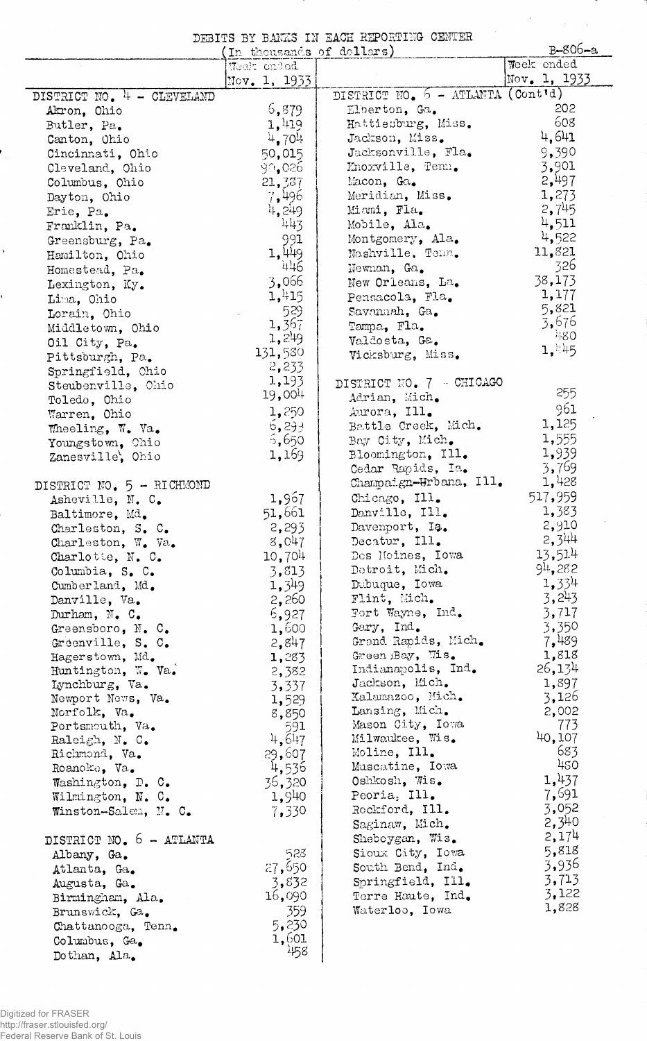# DEBITS BY BANKS IN EACH REPORTING CENTER

(In thousands of dollars)

B-806-a

| | Week ended Nov. 1, 1933 |
|---|---|
| **DISTRICT NO. 4 - CLEVELAND** | |
| Akron, Ohio | 6,879 |
| Butler, Pa. | 1,419 |
| Canton, Ohio | 4,704 |
| Cincinnati, Ohio | 50,015 |
| Cleveland, Ohio | 93,026 |
| Columbus, Ohio | 21,387 |
| Dayton, Ohio | 7,496 |
| Erie, Pa. | 4,249 |
| Franklin, Pa. | 443 |
| Greensburg, Pa. | 991 |
| Hamilton, Ohio | 1,449 |
| Homestead, Pa. | 446 |
| Lexington, Ky. | 3,066 |
| Lima, Ohio | 1,415 |
| Lorain, Ohio | 529 |
| Middletown, Ohio | 1,367 |
| Oil City, Pa. | 1,249 |
| Pittsburgh, Pa. | 131,580 |
| Springfield, Ohio | 2,233 |
| Steubenville, Ohio | 1,193 |
| Toledo, Ohio | 19,004 |
| Warren, Ohio | 1,250 |
| Wheeling, W. Va. | 6,293 |
| Youngstown, Ohio | 5,650 |
| Zanesville, Ohio | 1,169 |
| **DISTRICT NO. 5 - RICHMOND** | |
| Asheville, N. C. | 1,967 |
| Baltimore, Md. | 51,661 |
| Charleston, S. C. | 2,293 |
| Charleston, W. Va. | 8,047 |
| Charlotte, N. C. | 10,704 |
| Columbia, S. C. | 3,813 |
| Cumberland, Md. | 1,349 |
| Danville, Va. | 2,260 |
| Durham, N. C. | 6,927 |
| Greensboro, N. C. | 1,600 |
| Greenville, S. C. | 2,847 |
| Hagerstown, Md. | 1,283 |
| Huntington, W. Va. | 2,382 |
| Lynchburg, Va. | 3,337 |
| Newport News, Va. | 1,529 |
| Norfolk, Va. | 8,850 |
| Portsmouth, Va. | 591 |
| Raleigh, N. C. | 4,647 |
| Richmond, Va. | 29,607 |
| Roanoke, Va. | 4,536 |
| Washington, D. C. | 36,320 |
| Wilmington, N. C. | 1,940 |
| Winston-Salem, N. C. | 7,330 |
| **DISTRICT NO. 6 - ATLANTA** | |
| Albany, Ga. | 523 |
| Atlanta, Ga. | 27,650 |
| Augusta, Ga. | 3,832 |
| Birmingham, Ala. | 16,090 |
| Brunswick, Ga. | 359 |
| Chattanooga, Tenn. | 5,230 |
| Columbus, Ga. | 1,601 |
| Dothan, Ala. | 458 |
| **DISTRICT NO. 6 - ATLANTA (Cont'd)** | |
| Elberton, Ga. | 202 |
| Hattiesburg, Miss. | 608 |
| Jackson, Miss. | 4,641 |
| Jacksonville, Fla. | 9,390 |
| Knoxville, Tenn. | 3,901 |
| Macon, Ga. | 2,497 |
| Meridian, Miss. | 1,273 |
| Miami, Fla. | 2,745 |
| Mobile, Ala. | 4,511 |
| Montgomery, Ala. | 4,522 |
| Nashville, Tenn. | 11,821 |
| Newnan, Ga. | 326 |
| New Orleans, La. | 38,173 |
| Pensacola, Fla. | 1,177 |
| Savannah, Ga. | 5,821 |
| Tampa, Fla. | 3,676 |
| Valdosta, Ga. | 480 |
| Vicksburg, Miss. | 1,445 |
| **DISTRICT NO. 7 - CHICAGO** | |
| Adrian, Mich. | 255 |
| Aurora, Ill. | 961 |
| Battle Creek, Mich. | 1,125 |
| Bay City, Mich. | 1,555 |
| Bloomington, Ill. | 1,939 |
| Cedar Rapids, Ia. | 3,769 |
| Champaign-Urbana, Ill. | 1,428 |
| Chicago, Ill. | 517,959 |
| Danville, Ill. | 1,383 |
| Davenport, Ia. | 2,910 |
| Decatur, Ill. | 2,344 |
| Des Moines, Iowa | 13,514 |
| Detroit, Mich. | 94,282 |
| Dubuque, Iowa | 1,334 |
| Flint, Mich. | 3,243 |
| Fort Wayne, Ind. | 3,717 |
| Gary, Ind. | 3,350 |
| Grand Rapids, Mich. | 7,489 |
| Green Bay, Wis. | 1,818 |
| Indianapolis, Ind. | 26,134 |
| Jackson, Mich. | 1,897 |
| Kalamazoo, Mich. | 3,126 |
| Lansing, Mich. | 2,002 |
| Mason City, Iowa | 773 |
| Milwaukee, Wis. | 40,107 |
| Moline, Ill. | 683 |
| Muscatine, Iowa | 450 |
| Oshkosh, Wis. | 1,437 |
| Peoria, Ill. | 7,691 |
| Rockford, Ill. | 3,052 |
| Saginaw, Mich. | 2,340 |
| Sheboygan, Wis. | 2,174 |
| Sioux City, Iowa | 5,818 |
| South Bend, Ind. | 3,936 |
| Springfield, Ill. | 3,713 |
| Terre Haute, Ind. | 3,122 |
| Waterloo, Iowa | 1,828 |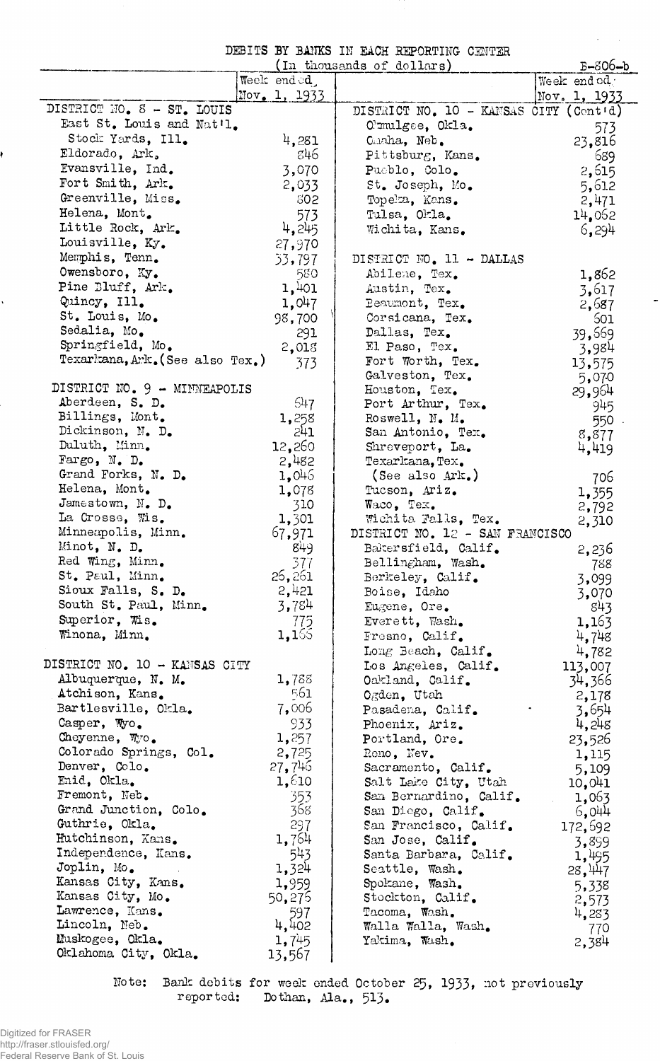# DEBITS BY BANKS IN EACH REPORTING CENTER

(In thousands of dollars)

B-806-b

| | Week ended Nov. 1, 1933 | | Week ended Nov. 1, 1933 |
|---|---|---|---|
| **DISTRICT NO. 8 - ST. LOUIS** | | **DISTRICT NO. 10 - KANSAS CITY (Cont'd)** | |
| East St. Louis and Nat'l. Stock Yards, Ill. | 4,281 | Okmulgee, Okla. | 573 |
| Eldorado, Ark. | 846 | Omaha, Neb. | 23,816 |
| Evansville, Ind. | 3,070 | Pittsburg, Kans. | 689 |
| Fort Smith, Ark. | 2,033 | Pueblo, Colo. | 2,615 |
| Greenville, Miss. | 802 | St. Joseph, Mo. | 5,612 |
| Helena, Mont. | 573 | Topeka, Kans. | 2,471 |
| Little Rock, Ark. | 4,245 | Tulsa, Okla. | 14,062 |
| Louisville, Ky. | 27,970 | Wichita, Kans. | 6,294 |
| Memphis, Tenn. | 33,797 | | |
| Owensboro, Ky. | 580 | **DISTRICT NO. 11 - DALLAS** | |
| Pine Bluff, Ark. | 1,401 | Abilene, Tex. | 1,862 |
| Quincy, Ill. | 1,047 | Austin, Tex. | 3,617 |
| St. Louis, Mo. | 98,700 | Beaumont, Tex. | 2,687 |
| Sedalia, Mo. | 291 | Corsicana, Tex. | 601 |
| Springfield, Mo. | 2,018 | Dallas, Tex. | 39,669 |
| Texarkana, Ark. (See also Tex.) | 373 | El Paso, Tex. | 3,984 |
| | | Fort Worth, Tex. | 13,575 |
| **DISTRICT NO. 9 - MINNEAPOLIS** | | Galveston, Tex. | 5,070 |
| Aberdeen, S. D. | 547 | Houston, Tex. | 29,964 |
| Billings, Mont. | 1,258 | Port Arthur, Tex. | 945 |
| Dickinson, N. D. | 241 | Roswell, N. M. | 550 |
| Duluth, Minn. | 12,260 | San Antonio, Tex. | 8,877 |
| Fargo, N. D. | 2,482 | Shreveport, La. | 4,419 |
| Grand Forks, N. D. | 1,046 | Texarkana, Tex. (See also Ark.) | 706 |
| Helena, Mont. | 1,078 | Tucson, Ariz. | 1,355 |
| Jamestown, N. D. | 310 | Waco, Tex. | 2,792 |
| La Crosse, Wis. | 1,301 | Wichita Falls, Tex. | 2,310 |
| Minneapolis, Minn. | 67,971 | **DISTRICT NO. 12 - SAN FRANCISCO** | |
| Minot, N. D. | 849 | Bakersfield, Calif. | 2,236 |
| Red Wing, Minn. | 377 | Bellingham, Wash. | 788 |
| St. Paul, Minn. | 26,261 | Berkeley, Calif. | 3,099 |
| Sioux Falls, S. D. | 2,421 | Boise, Idaho | 3,070 |
| South St. Paul, Minn. | 3,784 | Eugene, Ore. | 843 |
| Superior, Wis. | 775 | Everett, Wash. | 1,163 |
| Winona, Minn. | 1,165 | Fresno, Calif. | 4,748 |
| | | Long Beach, Calif. | 4,782 |
| **DISTRICT NO. 10 - KANSAS CITY** | | Los Angeles, Calif. | 113,007 |
| Albuquerque, N. M. | 1,788 | Oakland, Calif. | 34,366 |
| Atchison, Kans. | 561 | Ogden, Utah | 2,178 |
| Bartlesville, Okla. | 7,006 | Pasadena, Calif. | 3,654 |
| Casper, Wyo. | 933 | Phoenix, Ariz. | 4,248 |
| Cheyenne, Wyo. | 1,257 | Portland, Ore. | 23,526 |
| Colorado Springs, Col. | 2,725 | Reno, Nev. | 1,115 |
| Denver, Colo. | 27,746 | Sacramento, Calif. | 5,109 |
| Enid, Okla. | 1,610 | Salt Lake City, Utah | 10,041 |
| Fremont, Neb. | 353 | San Bernardino, Calif. | 1,063 |
| Grand Junction, Colo. | 368 | San Diego, Calif. | 6,044 |
| Guthrie, Okla. | 297 | San Francisco, Calif. | 172,692 |
| Hutchinson, Kans. | 1,764 | San Jose, Calif. | 3,899 |
| Independence, Kans. | 543 | Santa Barbara, Calif. | 1,495 |
| Joplin, Mo. | 1,324 | Seattle, Wash. | 28,447 |
| Kansas City, Kans. | 1,959 | Spokane, Wash. | 5,338 |
| Kansas City, Mo. | 50,275 | Stockton, Calif. | 2,573 |
| Lawrence, Kans. | 597 | Tacoma, Wash. | 4,283 |
| Lincoln, Neb. | 4,402 | Walla Walla, Wash. | 770 |
| Muskogee, Okla. | 1,745 | Yakima, Wash. | 2,384 |
| Oklahoma City, Okla. | 13,567 | | |

Note: Bank debits for week ended October 25, 1933, not previously reported: Dothan, Ala., 513.